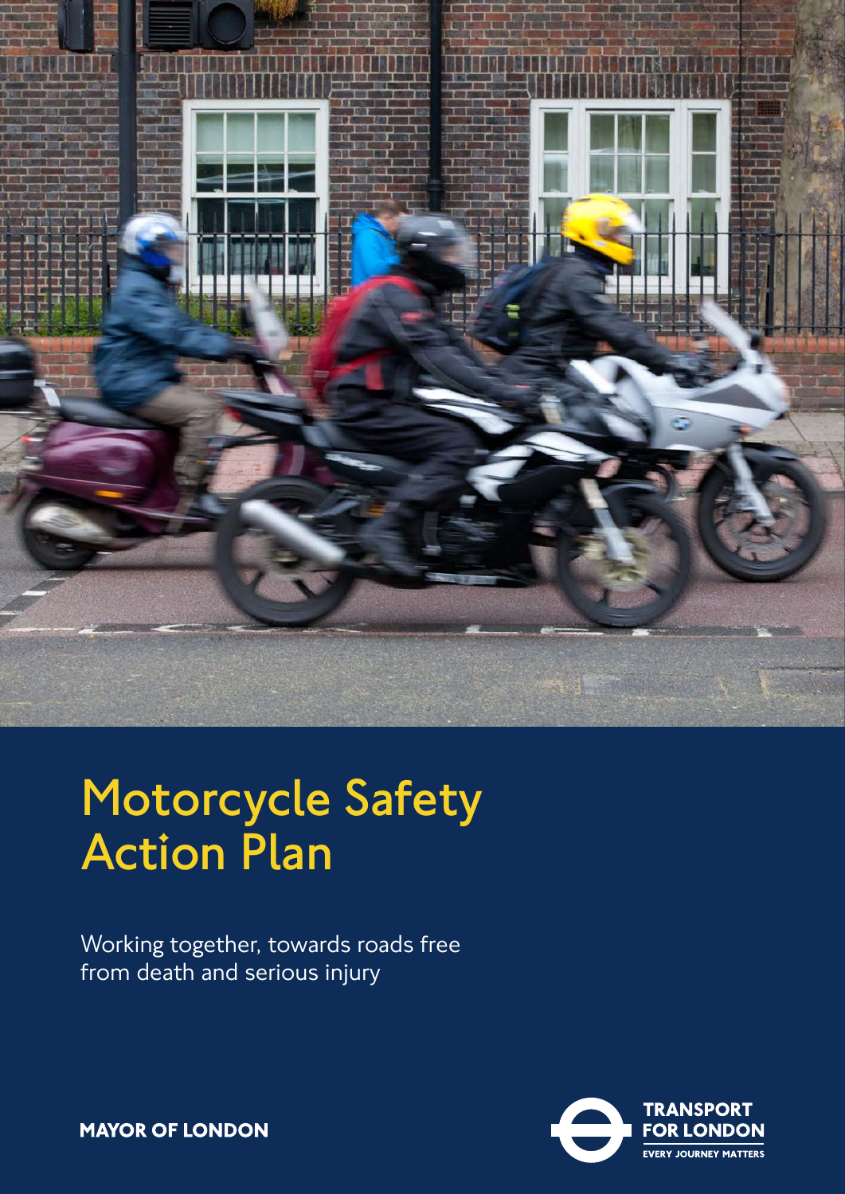# Motorcycle Safety Action Plan

Working together, towards roads free from death and serious injury

MAYOR OF LONDON

TRANSPORT FOR LONDON
EVERY JOURNEY MATTERS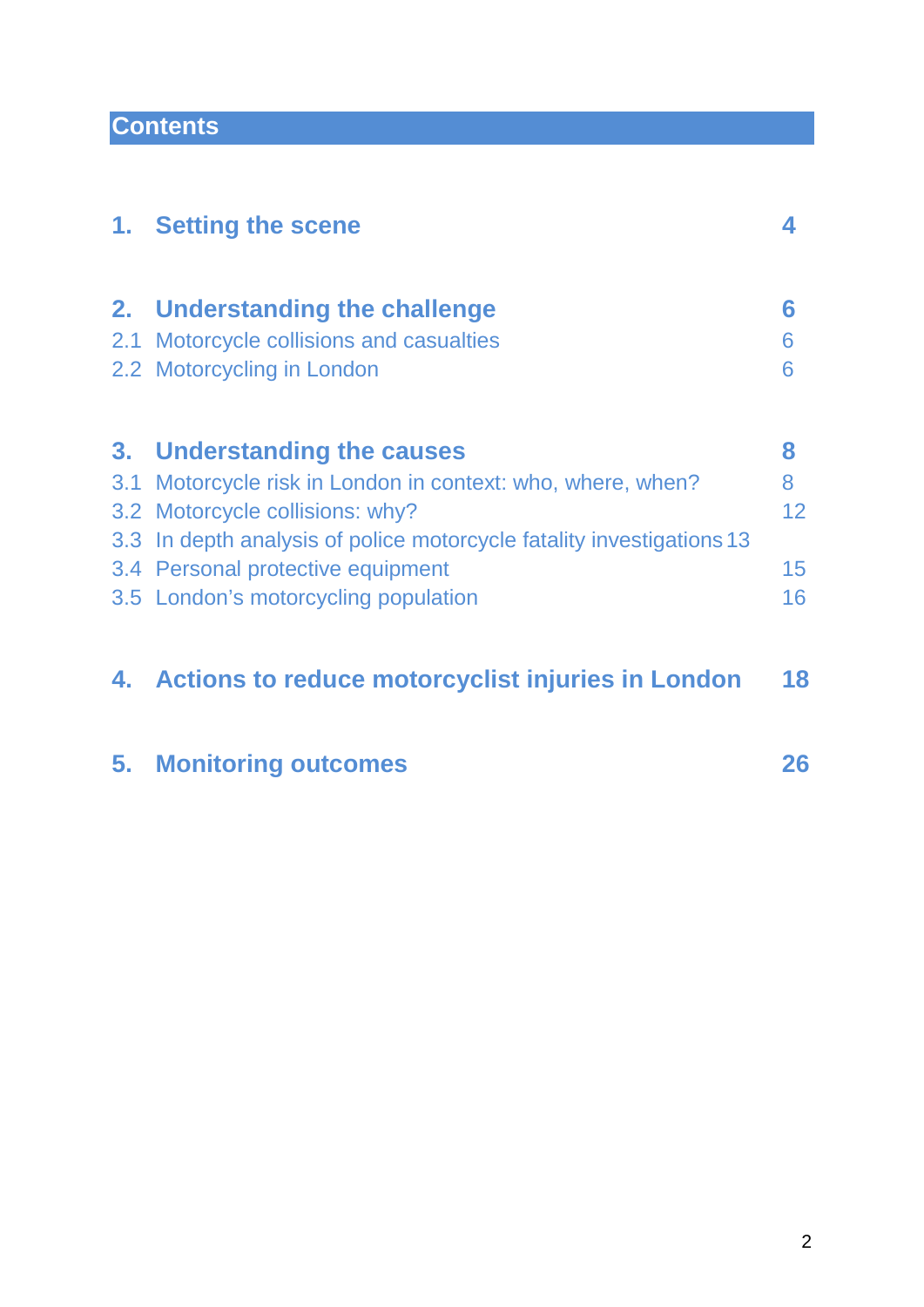# Contents

| | | |
|---|---|---|
| **1.** | **Setting the scene** | **4** |
| **2.** | **Understanding the challenge** | **6** |
| 2.1 | Motorcycle collisions and casualties | 6 |
| 2.2 | Motorcycling in London | 6 |
| **3.** | **Understanding the causes** | **8** |
| 3.1 | Motorcycle risk in London in context: who, where, when? | 8 |
| 3.2 | Motorcycle collisions: why? | 12 |
| 3.3 | In depth analysis of police motorcycle fatality investigations | 13 |
| 3.4 | Personal protective equipment | 15 |
| 3.5 | London's motorcycling population | 16 |
| **4.** | **Actions to reduce motorcyclist injuries in London** | **18** |
| **5.** | **Monitoring outcomes** | **26** |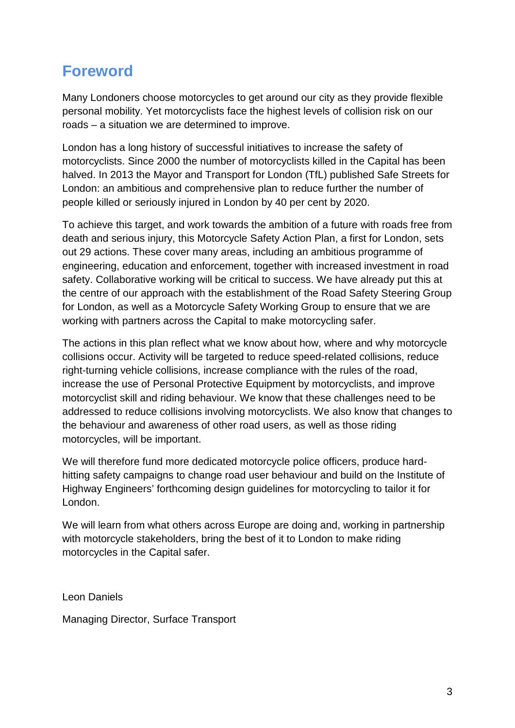# Foreword

Many Londoners choose motorcycles to get around our city as they provide flexible personal mobility. Yet motorcyclists face the highest levels of collision risk on our roads – a situation we are determined to improve.

London has a long history of successful initiatives to increase the safety of motorcyclists. Since 2000 the number of motorcyclists killed in the Capital has been halved. In 2013 the Mayor and Transport for London (TfL) published Safe Streets for London: an ambitious and comprehensive plan to reduce further the number of people killed or seriously injured in London by 40 per cent by 2020.

To achieve this target, and work towards the ambition of a future with roads free from death and serious injury, this Motorcycle Safety Action Plan, a first for London, sets out 29 actions. These cover many areas, including an ambitious programme of engineering, education and enforcement, together with increased investment in road safety. Collaborative working will be critical to success. We have already put this at the centre of our approach with the establishment of the Road Safety Steering Group for London, as well as a Motorcycle Safety Working Group to ensure that we are working with partners across the Capital to make motorcycling safer.

The actions in this plan reflect what we know about how, where and why motorcycle collisions occur. Activity will be targeted to reduce speed-related collisions, reduce right-turning vehicle collisions, increase compliance with the rules of the road, increase the use of Personal Protective Equipment by motorcyclists, and improve motorcyclist skill and riding behaviour. We know that these challenges need to be addressed to reduce collisions involving motorcyclists. We also know that changes to the behaviour and awareness of other road users, as well as those riding motorcycles, will be important.

We will therefore fund more dedicated motorcycle police officers, produce hard-hitting safety campaigns to change road user behaviour and build on the Institute of Highway Engineers' forthcoming design guidelines for motorcycling to tailor it for London.

We will learn from what others across Europe are doing and, working in partnership with motorcycle stakeholders, bring the best of it to London to make riding motorcycles in the Capital safer.

Leon Daniels

Managing Director, Surface Transport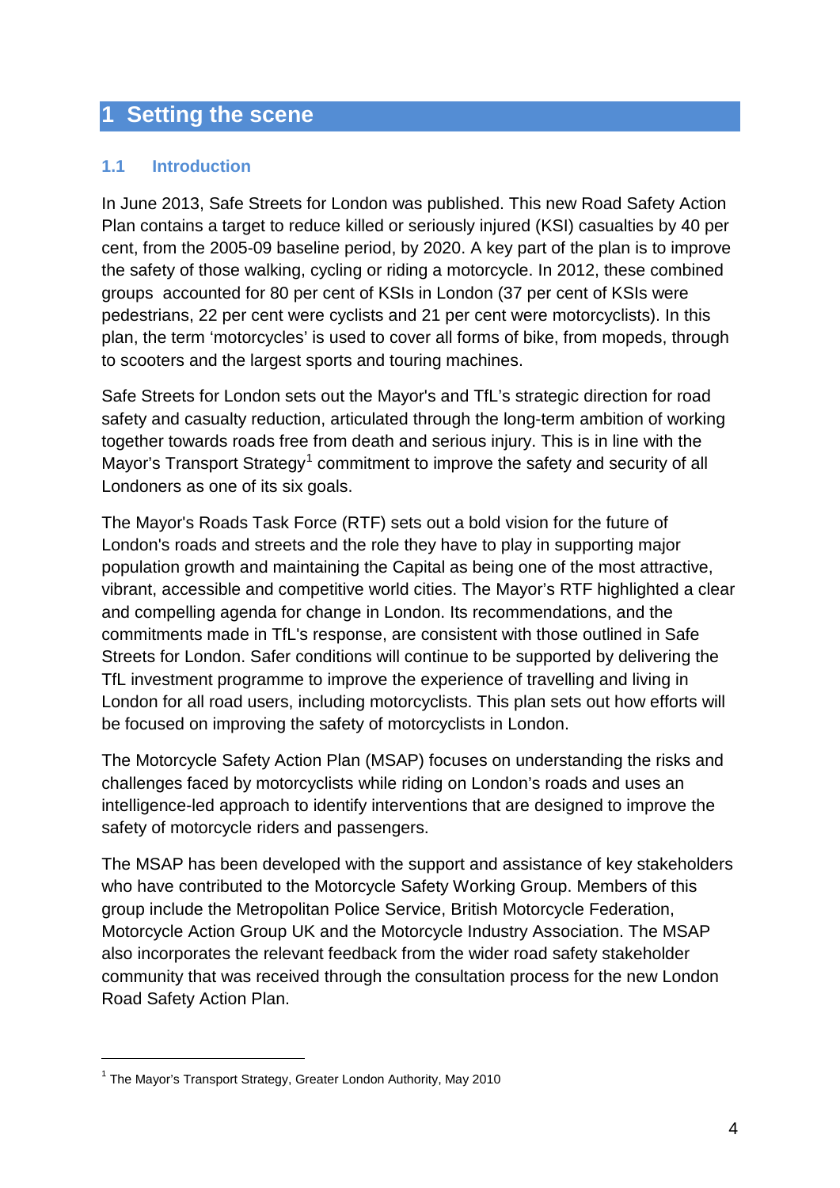# 1 Setting the scene

## 1.1 Introduction

In June 2013, Safe Streets for London was published. This new Road Safety Action Plan contains a target to reduce killed or seriously injured (KSI) casualties by 40 per cent, from the 2005-09 baseline period, by 2020. A key part of the plan is to improve the safety of those walking, cycling or riding a motorcycle. In 2012, these combined groups accounted for 80 per cent of KSIs in London (37 per cent of KSIs were pedestrians, 22 per cent were cyclists and 21 per cent were motorcyclists). In this plan, the term 'motorcycles' is used to cover all forms of bike, from mopeds, through to scooters and the largest sports and touring machines.

Safe Streets for London sets out the Mayor's and TfL's strategic direction for road safety and casualty reduction, articulated through the long-term ambition of working together towards roads free from death and serious injury. This is in line with the Mayor's Transport Strategy[1] commitment to improve the safety and security of all Londoners as one of its six goals.

The Mayor's Roads Task Force (RTF) sets out a bold vision for the future of London's roads and streets and the role they have to play in supporting major population growth and maintaining the Capital as being one of the most attractive, vibrant, accessible and competitive world cities. The Mayor's RTF highlighted a clear and compelling agenda for change in London. Its recommendations, and the commitments made in TfL's response, are consistent with those outlined in Safe Streets for London. Safer conditions will continue to be supported by delivering the TfL investment programme to improve the experience of travelling and living in London for all road users, including motorcyclists. This plan sets out how efforts will be focused on improving the safety of motorcyclists in London.

The Motorcycle Safety Action Plan (MSAP) focuses on understanding the risks and challenges faced by motorcyclists while riding on London's roads and uses an intelligence-led approach to identify interventions that are designed to improve the safety of motorcycle riders and passengers.

The MSAP has been developed with the support and assistance of key stakeholders who have contributed to the Motorcycle Safety Working Group. Members of this group include the Metropolitan Police Service, British Motorcycle Federation, Motorcycle Action Group UK and the Motorcycle Industry Association. The MSAP also incorporates the relevant feedback from the wider road safety stakeholder community that was received through the consultation process for the new London Road Safety Action Plan.

---

[1] The Mayor's Transport Strategy, Greater London Authority, May 2010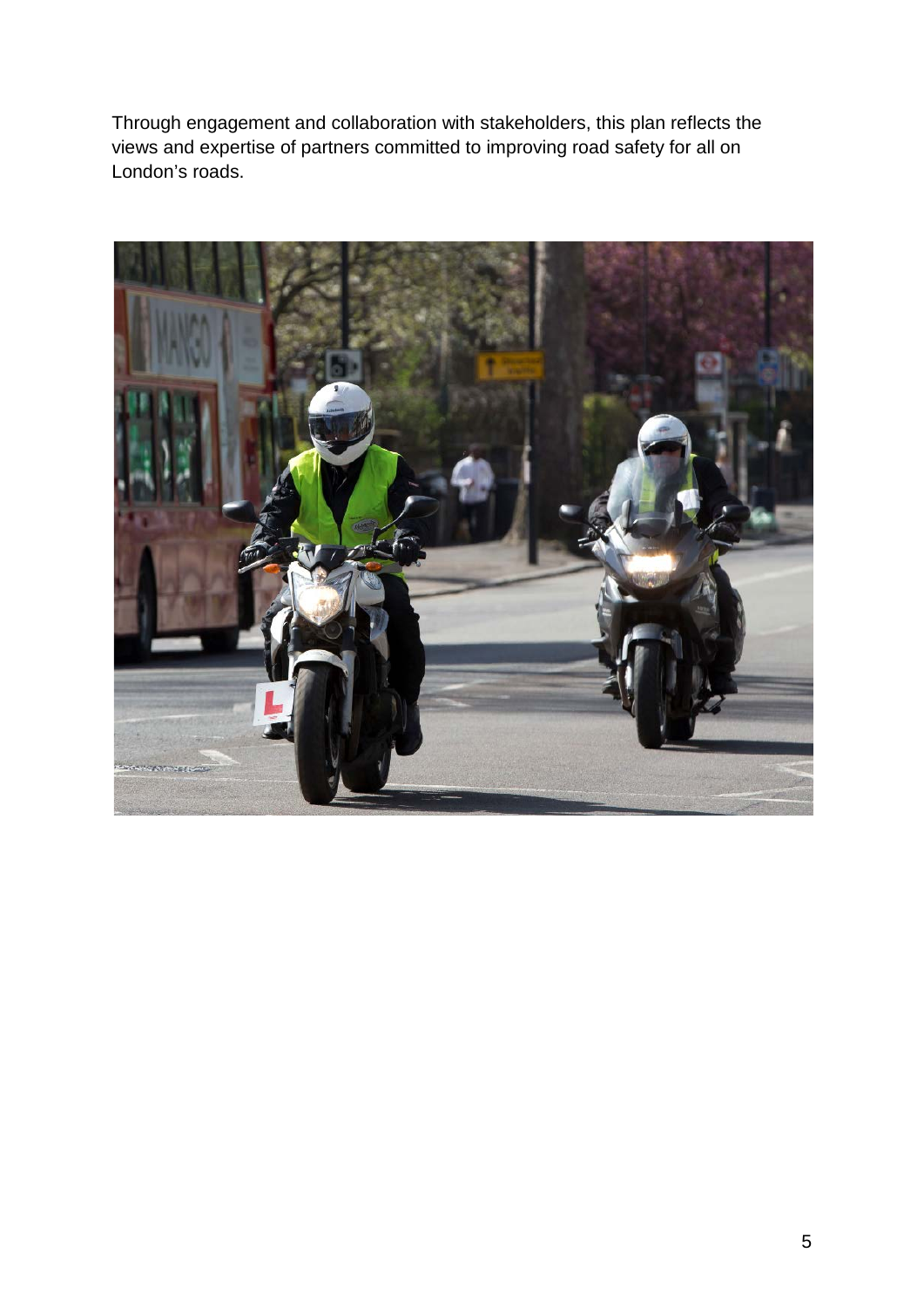Through engagement and collaboration with stakeholders, this plan reflects the views and expertise of partners committed to improving road safety for all on London's roads.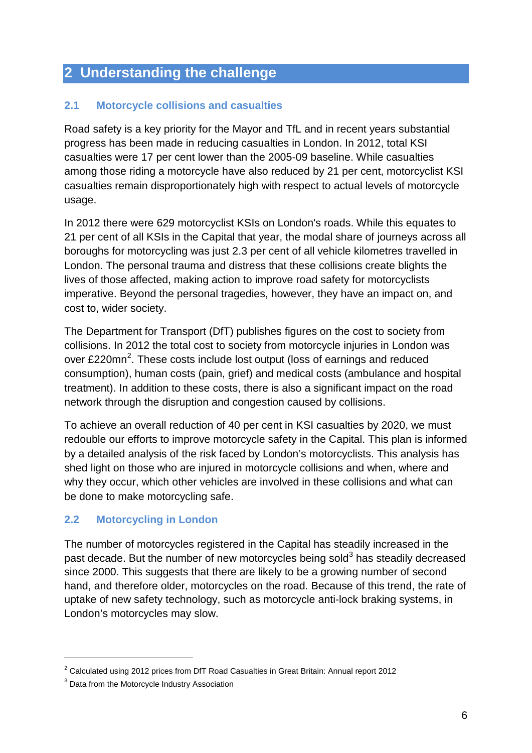# 2 Understanding the challenge

## 2.1 Motorcycle collisions and casualties

Road safety is a key priority for the Mayor and TfL and in recent years substantial progress has been made in reducing casualties in London. In 2012, total KSI casualties were 17 per cent lower than the 2005-09 baseline. While casualties among those riding a motorcycle have also reduced by 21 per cent, motorcyclist KSI casualties remain disproportionately high with respect to actual levels of motorcycle usage.

In 2012 there were 629 motorcyclist KSIs on London's roads. While this equates to 21 per cent of all KSIs in the Capital that year, the modal share of journeys across all boroughs for motorcycling was just 2.3 per cent of all vehicle kilometres travelled in London. The personal trauma and distress that these collisions create blights the lives of those affected, making action to improve road safety for motorcyclists imperative. Beyond the personal tragedies, however, they have an impact on, and cost to, wider society.

The Department for Transport (DfT) publishes figures on the cost to society from collisions. In 2012 the total cost to society from motorcycle injuries in London was over £220mn[2]. These costs include lost output (loss of earnings and reduced consumption), human costs (pain, grief) and medical costs (ambulance and hospital treatment). In addition to these costs, there is also a significant impact on the road network through the disruption and congestion caused by collisions.

To achieve an overall reduction of 40 per cent in KSI casualties by 2020, we must redouble our efforts to improve motorcycle safety in the Capital. This plan is informed by a detailed analysis of the risk faced by London's motorcyclists. This analysis has shed light on those who are injured in motorcycle collisions and when, where and why they occur, which other vehicles are involved in these collisions and what can be done to make motorcycling safe.

## 2.2 Motorcycling in London

The number of motorcycles registered in the Capital has steadily increased in the past decade. But the number of new motorcycles being sold[3] has steadily decreased since 2000. This suggests that there are likely to be a growing number of second hand, and therefore older, motorcycles on the road. Because of this trend, the rate of uptake of new safety technology, such as motorcycle anti-lock braking systems, in London's motorcycles may slow.

---

[2] Calculated using 2012 prices from DfT Road Casualties in Great Britain: Annual report 2012

[3] Data from the Motorcycle Industry Association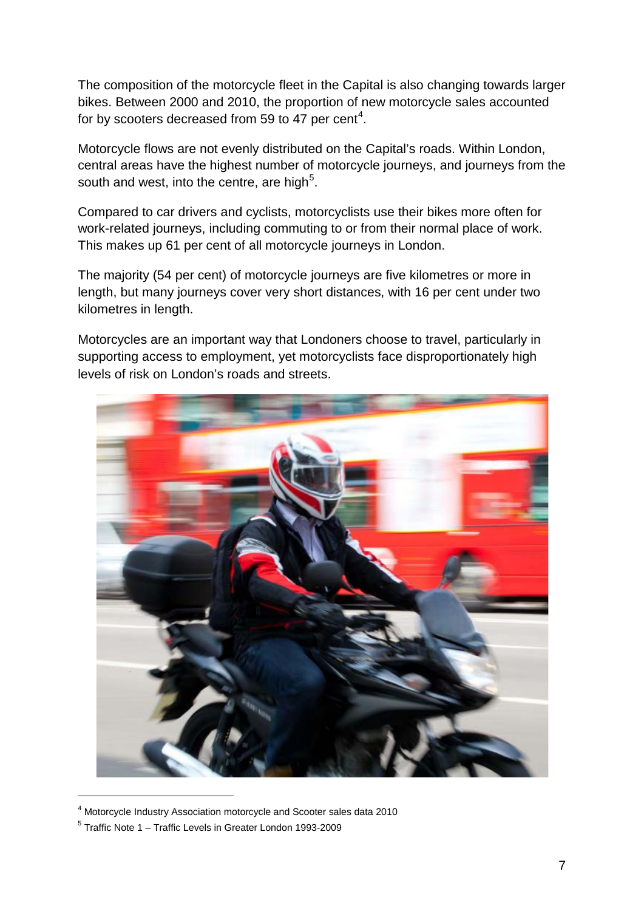The composition of the motorcycle fleet in the Capital is also changing towards larger bikes. Between 2000 and 2010, the proportion of new motorcycle sales accounted for by scooters decreased from 59 to 47 per cent[4].

Motorcycle flows are not evenly distributed on the Capital's roads. Within London, central areas have the highest number of motorcycle journeys, and journeys from the south and west, into the centre, are high[5].

Compared to car drivers and cyclists, motorcyclists use their bikes more often for work-related journeys, including commuting to or from their normal place of work. This makes up 61 per cent of all motorcycle journeys in London.

The majority (54 per cent) of motorcycle journeys are five kilometres or more in length, but many journeys cover very short distances, with 16 per cent under two kilometres in length.

Motorcycles are an important way that Londoners choose to travel, particularly in supporting access to employment, yet motorcyclists face disproportionately high levels of risk on London's roads and streets.

[4] Motorcycle Industry Association motorcycle and Scooter sales data 2010

[5] Traffic Note 1 – Traffic Levels in Greater London 1993-2009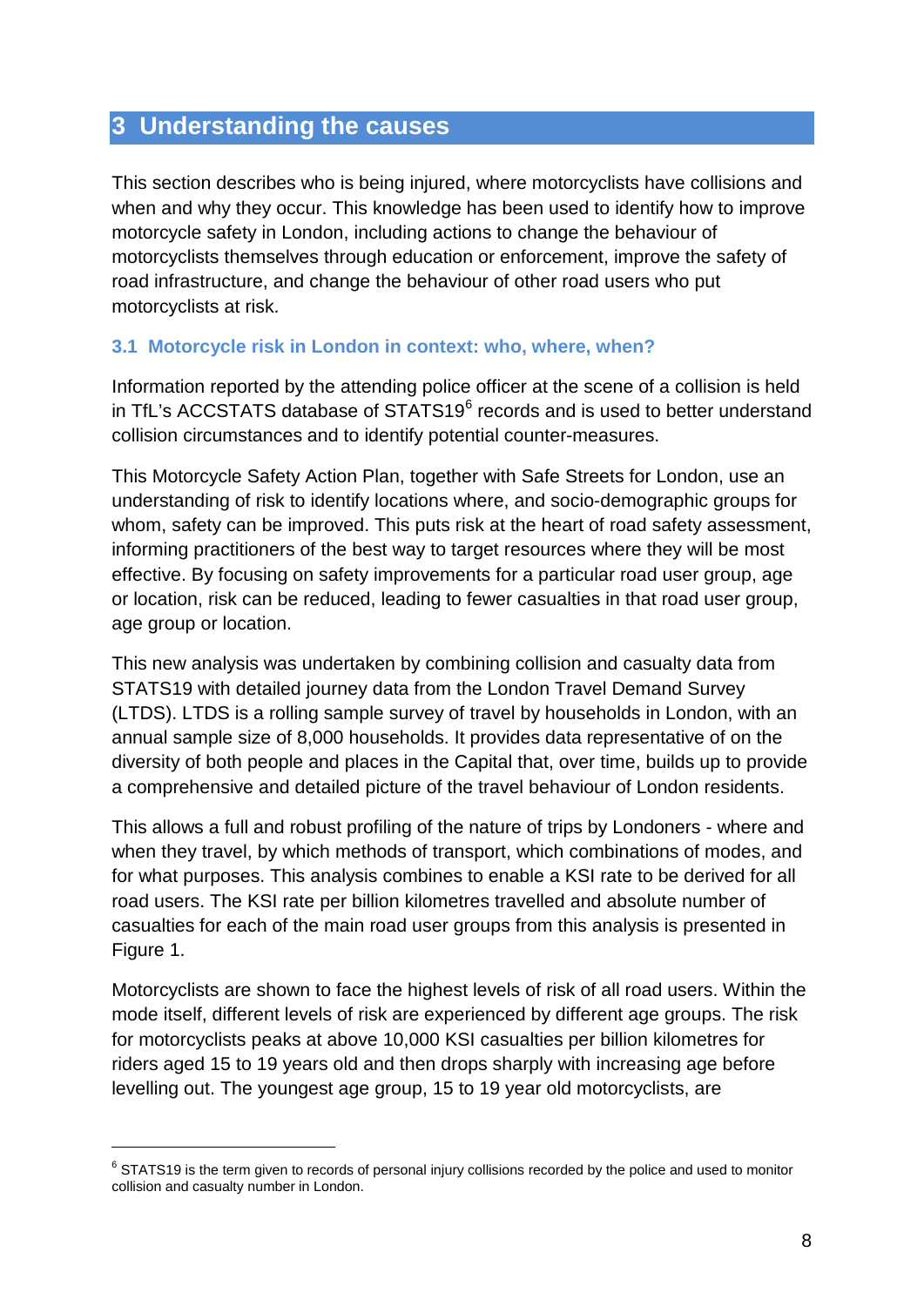# 3 Understanding the causes

This section describes who is being injured, where motorcyclists have collisions and when and why they occur. This knowledge has been used to identify how to improve motorcycle safety in London, including actions to change the behaviour of motorcyclists themselves through education or enforcement, improve the safety of road infrastructure, and change the behaviour of other road users who put motorcyclists at risk.

## 3.1 Motorcycle risk in London in context: who, where, when?

Information reported by the attending police officer at the scene of a collision is held in TfL's ACCSTATS database of STATS19[6] records and is used to better understand collision circumstances and to identify potential counter-measures.

This Motorcycle Safety Action Plan, together with Safe Streets for London, use an understanding of risk to identify locations where, and socio-demographic groups for whom, safety can be improved. This puts risk at the heart of road safety assessment, informing practitioners of the best way to target resources where they will be most effective. By focusing on safety improvements for a particular road user group, age or location, risk can be reduced, leading to fewer casualties in that road user group, age group or location.

This new analysis was undertaken by combining collision and casualty data from STATS19 with detailed journey data from the London Travel Demand Survey (LTDS). LTDS is a rolling sample survey of travel by households in London, with an annual sample size of 8,000 households. It provides data representative of on the diversity of both people and places in the Capital that, over time, builds up to provide a comprehensive and detailed picture of the travel behaviour of London residents.

This allows a full and robust profiling of the nature of trips by Londoners - where and when they travel, by which methods of transport, which combinations of modes, and for what purposes. This analysis combines to enable a KSI rate to be derived for all road users. The KSI rate per billion kilometres travelled and absolute number of casualties for each of the main road user groups from this analysis is presented in Figure 1.

Motorcyclists are shown to face the highest levels of risk of all road users. Within the mode itself, different levels of risk are experienced by different age groups. The risk for motorcyclists peaks at above 10,000 KSI casualties per billion kilometres for riders aged 15 to 19 years old and then drops sharply with increasing age before levelling out. The youngest age group, 15 to 19 year old motorcyclists, are

---

[6] STATS19 is the term given to records of personal injury collisions recorded by the police and used to monitor collision and casualty number in London.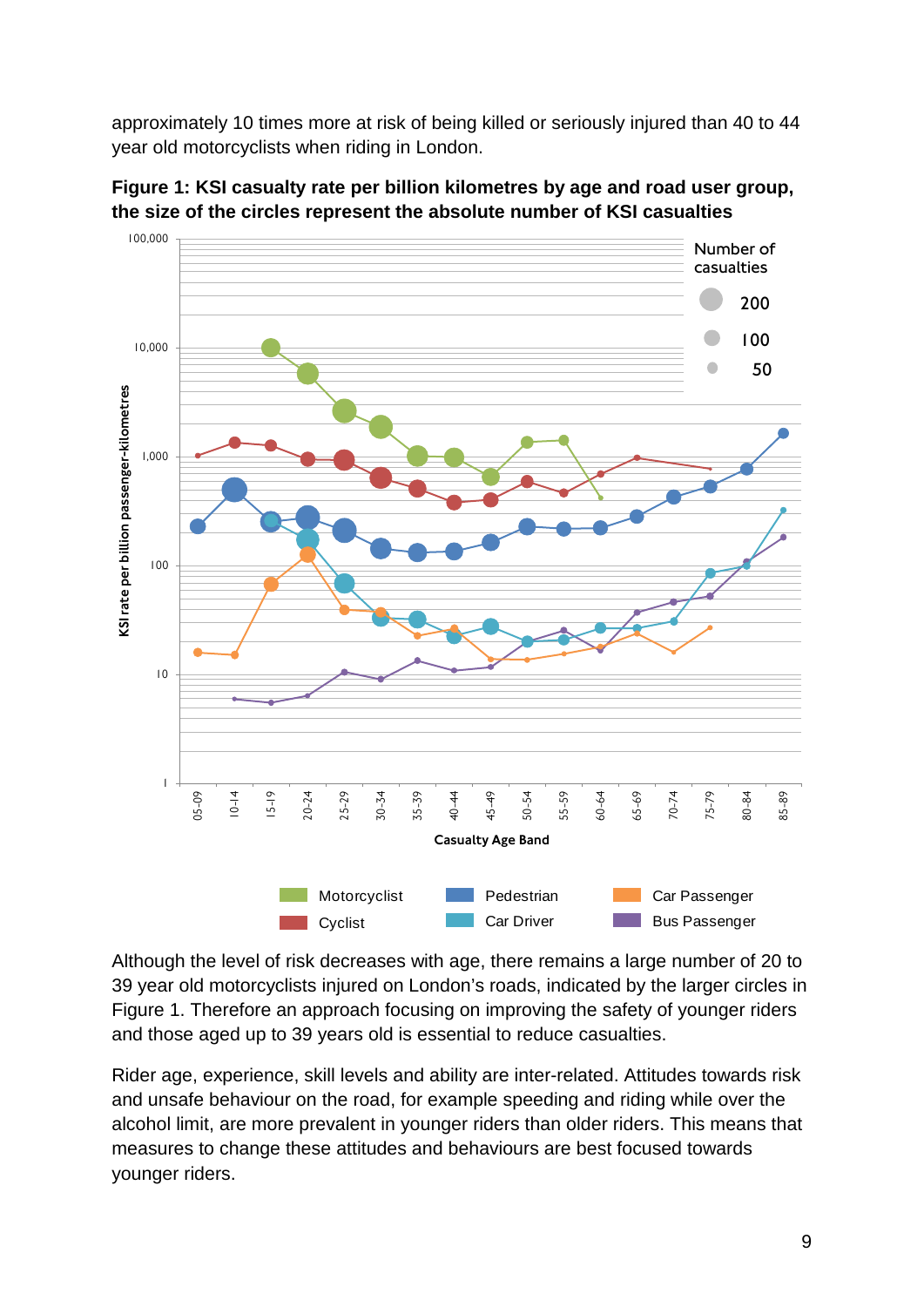approximately 10 times more at risk of being killed or seriously injured than 40 to 44 year old motorcyclists when riding in London.

**Figure 1: KSI casualty rate per billion kilometres by age and road user group, the size of the circles represent the absolute number of KSI casualties**

Although the level of risk decreases with age, there remains a large number of 20 to 39 year old motorcyclists injured on London's roads, indicated by the larger circles in Figure 1. Therefore an approach focusing on improving the safety of younger riders and those aged up to 39 years old is essential to reduce casualties.

Rider age, experience, skill levels and ability are inter-related. Attitudes towards risk and unsafe behaviour on the road, for example speeding and riding while over the alcohol limit, are more prevalent in younger riders than older riders. This means that measures to change these attitudes and behaviours are best focused towards younger riders.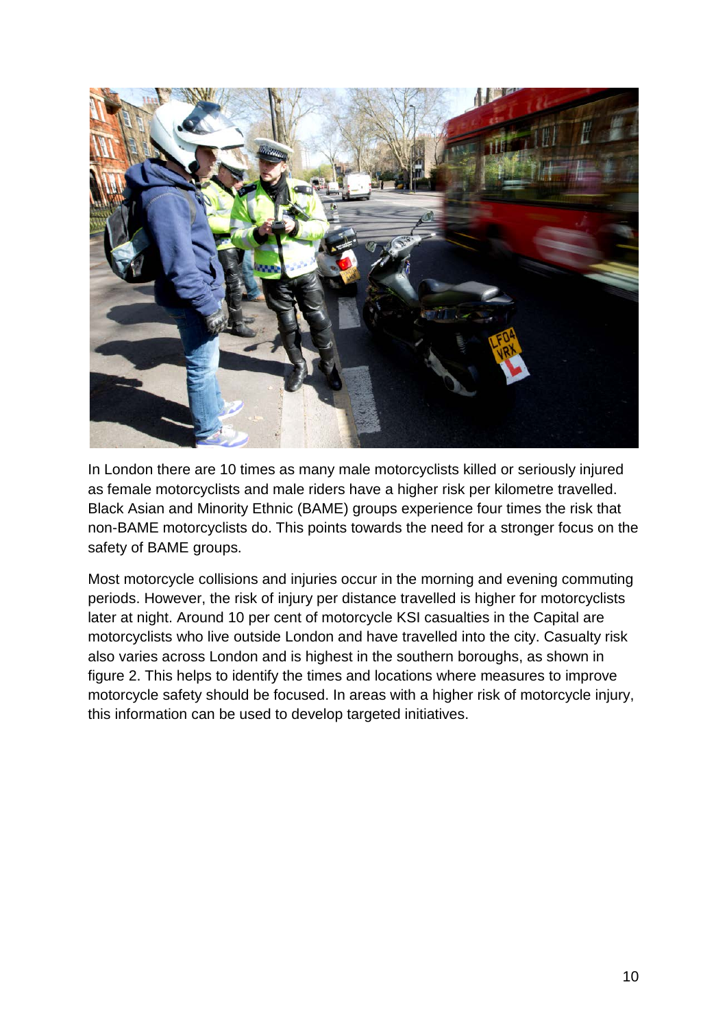In London there are 10 times as many male motorcyclists killed or seriously injured as female motorcyclists and male riders have a higher risk per kilometre travelled. Black Asian and Minority Ethnic (BAME) groups experience four times the risk that non-BAME motorcyclists do. This points towards the need for a stronger focus on the safety of BAME groups.

Most motorcycle collisions and injuries occur in the morning and evening commuting periods. However, the risk of injury per distance travelled is higher for motorcyclists later at night. Around 10 per cent of motorcycle KSI casualties in the Capital are motorcyclists who live outside London and have travelled into the city. Casualty risk also varies across London and is highest in the southern boroughs, as shown in figure 2. This helps to identify the times and locations where measures to improve motorcycle safety should be focused. In areas with a higher risk of motorcycle injury, this information can be used to develop targeted initiatives.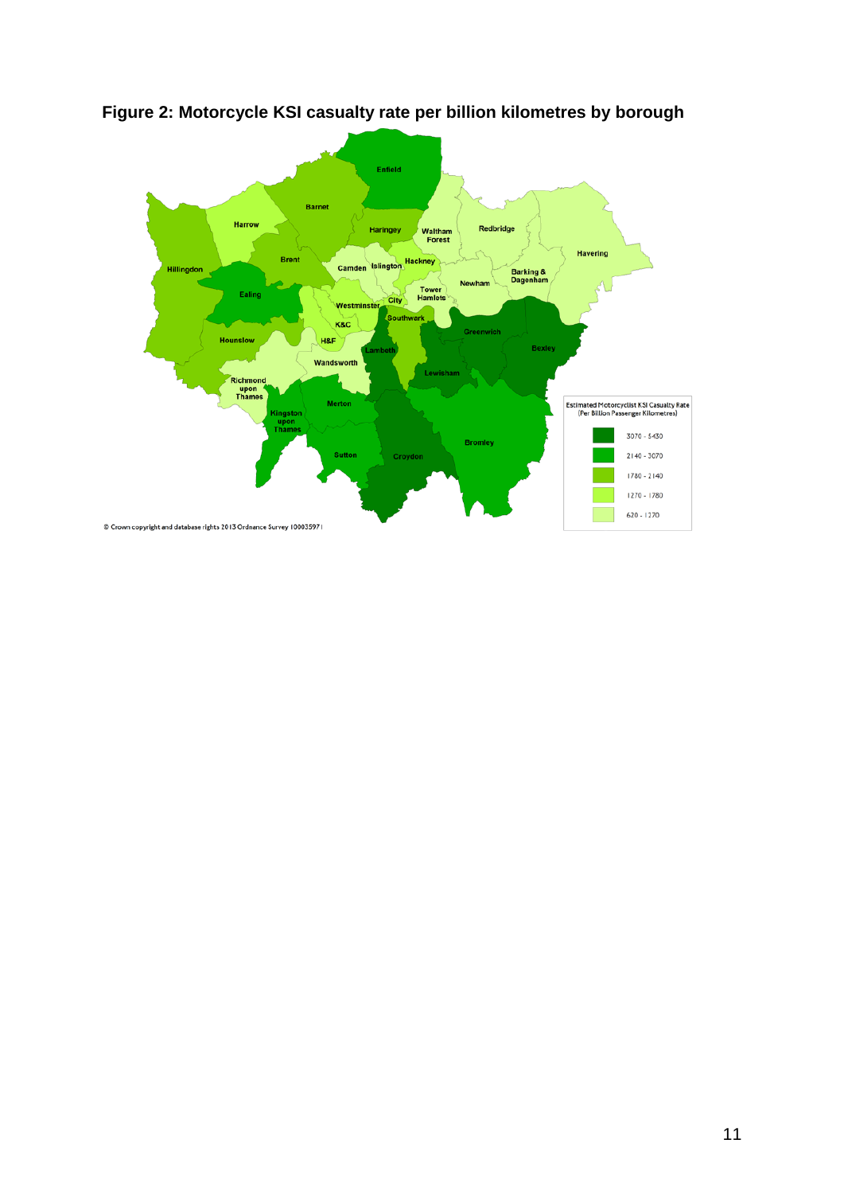**Figure 2: Motorcycle KSI casualty rate per billion kilometres by borough**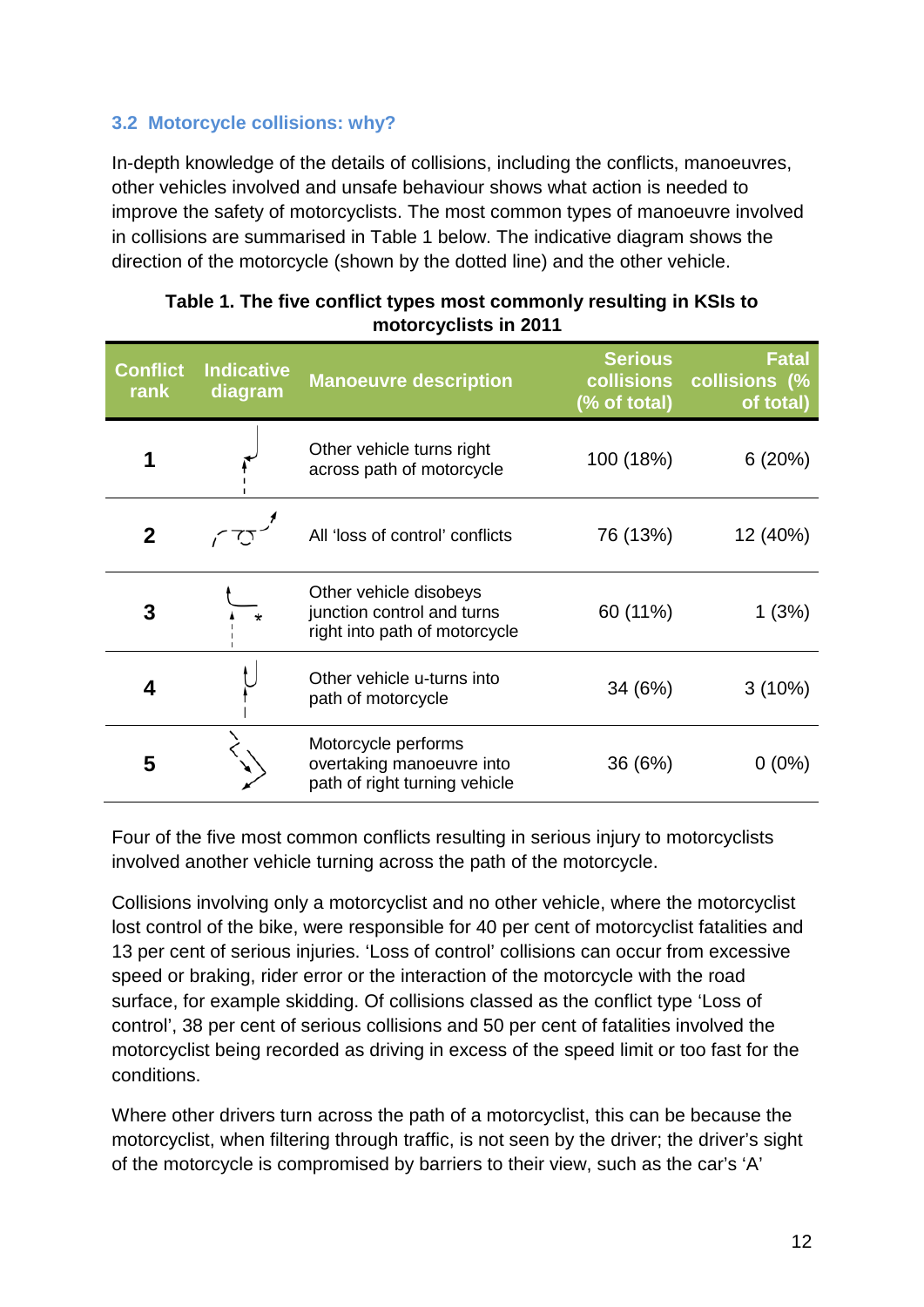### 3.2 Motorcycle collisions: why?

In-depth knowledge of the details of collisions, including the conflicts, manoeuvres, other vehicles involved and unsafe behaviour shows what action is needed to improve the safety of motorcyclists. The most common types of manoeuvre involved in collisions are summarised in Table 1 below. The indicative diagram shows the direction of the motorcycle (shown by the dotted line) and the other vehicle.

**Table 1. The five conflict types most commonly resulting in KSIs to motorcyclists in 2011**

| Conflict rank | Indicative diagram | Manoeuvre description | Serious collisions (% of total) | Fatal collisions (% of total) |
|---|---|---|---|---|
| 1 | | Other vehicle turns right across path of motorcycle | 100 (18%) | 6 (20%) |
| 2 | | All 'loss of control' conflicts | 76 (13%) | 12 (40%) |
| 3 | | Other vehicle disobeys junction control and turns right into path of motorcycle | 60 (11%) | 1 (3%) |
| 4 | | Other vehicle u-turns into path of motorcycle | 34 (6%) | 3 (10%) |
| 5 | | Motorcycle performs overtaking manoeuvre into path of right turning vehicle | 36 (6%) | 0 (0%) |

Four of the five most common conflicts resulting in serious injury to motorcyclists involved another vehicle turning across the path of the motorcycle.

Collisions involving only a motorcyclist and no other vehicle, where the motorcyclist lost control of the bike, were responsible for 40 per cent of motorcyclist fatalities and 13 per cent of serious injuries. 'Loss of control' collisions can occur from excessive speed or braking, rider error or the interaction of the motorcycle with the road surface, for example skidding. Of collisions classed as the conflict type 'Loss of control', 38 per cent of serious collisions and 50 per cent of fatalities involved the motorcyclist being recorded as driving in excess of the speed limit or too fast for the conditions.

Where other drivers turn across the path of a motorcyclist, this can be because the motorcyclist, when filtering through traffic, is not seen by the driver; the driver's sight of the motorcycle is compromised by barriers to their view, such as the car's 'A'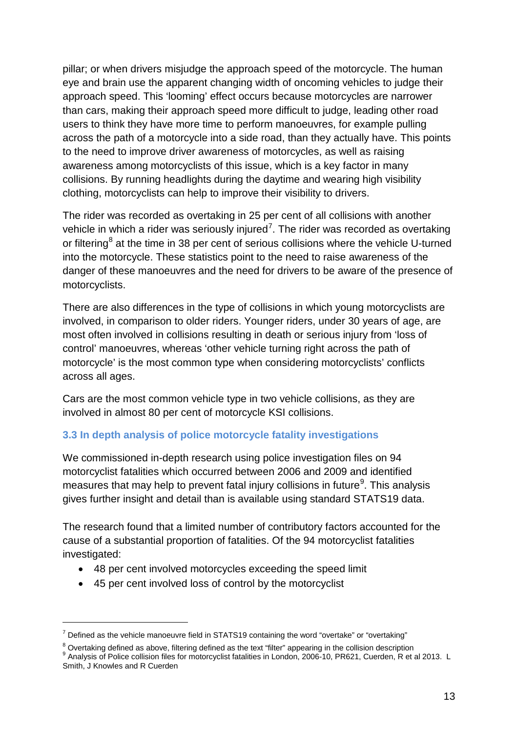pillar; or when drivers misjudge the approach speed of the motorcycle. The human eye and brain use the apparent changing width of oncoming vehicles to judge their approach speed. This 'looming' effect occurs because motorcycles are narrower than cars, making their approach speed more difficult to judge, leading other road users to think they have more time to perform manoeuvres, for example pulling across the path of a motorcycle into a side road, than they actually have. This points to the need to improve driver awareness of motorcycles, as well as raising awareness among motorcyclists of this issue, which is a key factor in many collisions. By running headlights during the daytime and wearing high visibility clothing, motorcyclists can help to improve their visibility to drivers.

The rider was recorded as overtaking in 25 per cent of all collisions with another vehicle in which a rider was seriously injured[7]. The rider was recorded as overtaking or filtering[8] at the time in 38 per cent of serious collisions where the vehicle U-turned into the motorcycle. These statistics point to the need to raise awareness of the danger of these manoeuvres and the need for drivers to be aware of the presence of motorcyclists.

There are also differences in the type of collisions in which young motorcyclists are involved, in comparison to older riders. Younger riders, under 30 years of age, are most often involved in collisions resulting in death or serious injury from 'loss of control' manoeuvres, whereas 'other vehicle turning right across the path of motorcycle' is the most common type when considering motorcyclists' conflicts across all ages.

Cars are the most common vehicle type in two vehicle collisions, as they are involved in almost 80 per cent of motorcycle KSI collisions.

### 3.3 In depth analysis of police motorcycle fatality investigations

We commissioned in-depth research using police investigation files on 94 motorcyclist fatalities which occurred between 2006 and 2009 and identified measures that may help to prevent fatal injury collisions in future[9]. This analysis gives further insight and detail than is available using standard STATS19 data.

The research found that a limited number of contributory factors accounted for the cause of a substantial proportion of fatalities. Of the 94 motorcyclist fatalities investigated:

- 48 per cent involved motorcycles exceeding the speed limit
- 45 per cent involved loss of control by the motorcyclist

---

[7] Defined as the vehicle manoeuvre field in STATS19 containing the word "overtake" or "overtaking"

[8] Overtaking defined as above, filtering defined as the text "filter" appearing in the collision description

[9] Analysis of Police collision files for motorcyclist fatalities in London, 2006-10, PR621, Cuerden, R et al 2013. L Smith, J Knowles and R Cuerden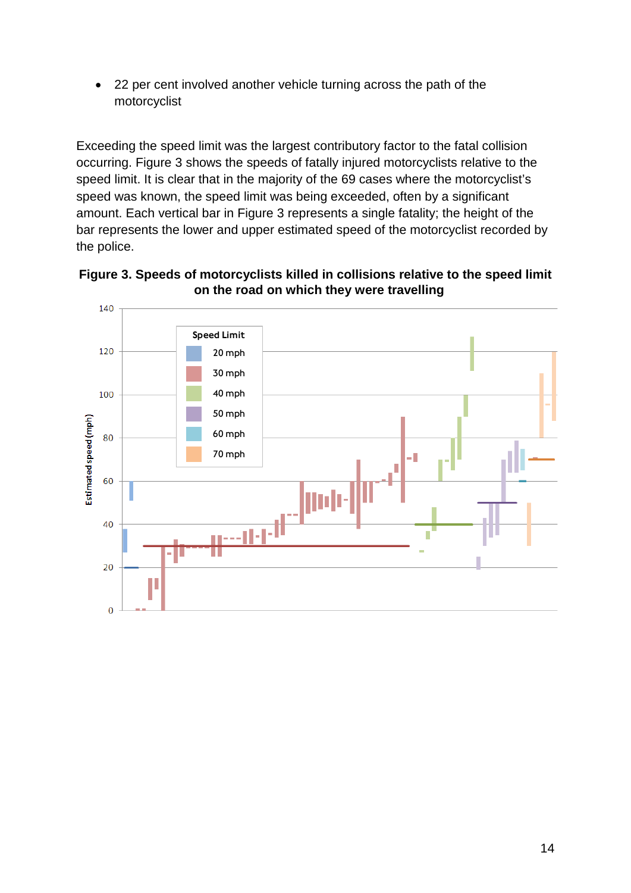- 22 per cent involved another vehicle turning across the path of the motorcyclist

Exceeding the speed limit was the largest contributory factor to the fatal collision occurring. Figure 3 shows the speeds of fatally injured motorcyclists relative to the speed limit. It is clear that in the majority of the 69 cases where the motorcyclist's speed was known, the speed limit was being exceeded, often by a significant amount. Each vertical bar in Figure 3 represents a single fatality; the height of the bar represents the lower and upper estimated speed of the motorcyclist recorded by the police.

**Figure 3. Speeds of motorcyclists killed in collisions relative to the speed limit on the road on which they were travelling**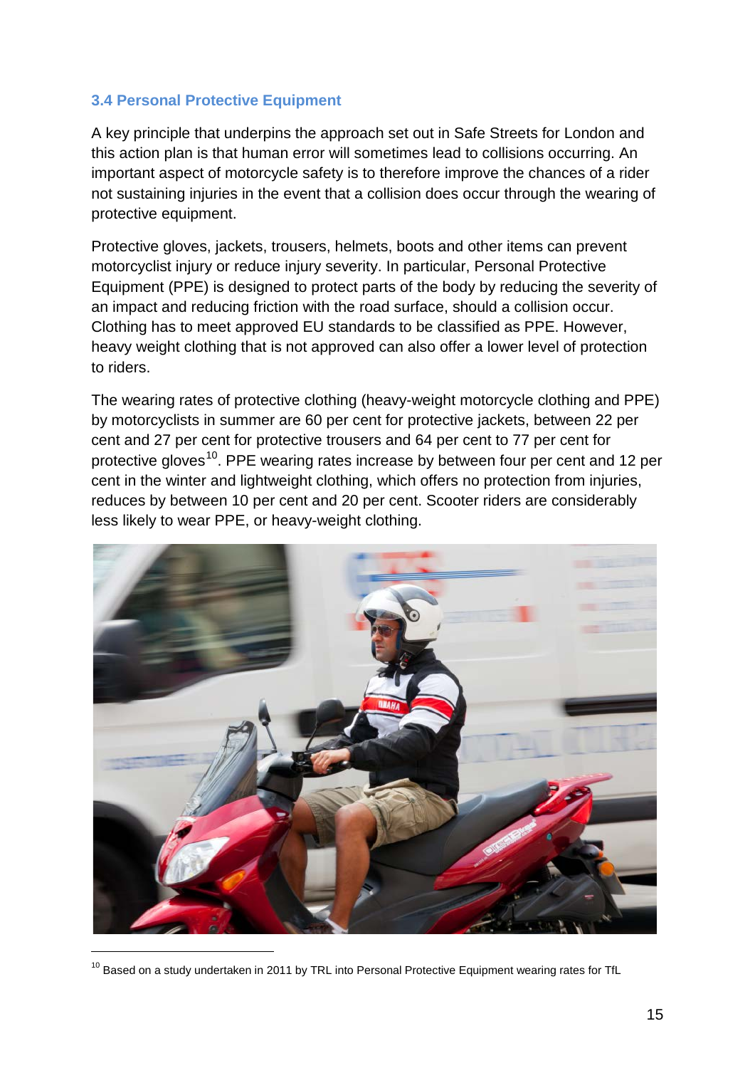### 3.4 Personal Protective Equipment

A key principle that underpins the approach set out in Safe Streets for London and this action plan is that human error will sometimes lead to collisions occurring. An important aspect of motorcycle safety is to therefore improve the chances of a rider not sustaining injuries in the event that a collision does occur through the wearing of protective equipment.

Protective gloves, jackets, trousers, helmets, boots and other items can prevent motorcyclist injury or reduce injury severity. In particular, Personal Protective Equipment (PPE) is designed to protect parts of the body by reducing the severity of an impact and reducing friction with the road surface, should a collision occur. Clothing has to meet approved EU standards to be classified as PPE. However, heavy weight clothing that is not approved can also offer a lower level of protection to riders.

The wearing rates of protective clothing (heavy-weight motorcycle clothing and PPE) by motorcyclists in summer are 60 per cent for protective jackets, between 22 per cent and 27 per cent for protective trousers and 64 per cent to 77 per cent for protective gloves[10]. PPE wearing rates increase by between four per cent and 12 per cent in the winter and lightweight clothing, which offers no protection from injuries, reduces by between 10 per cent and 20 per cent. Scooter riders are considerably less likely to wear PPE, or heavy-weight clothing.

[10] Based on a study undertaken in 2011 by TRL into Personal Protective Equipment wearing rates for TfL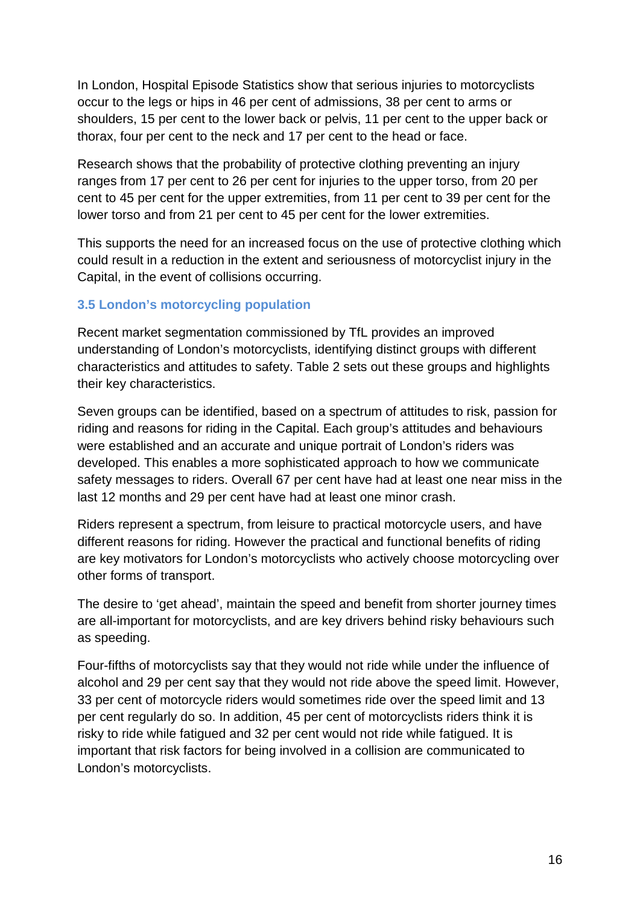In London, Hospital Episode Statistics show that serious injuries to motorcyclists occur to the legs or hips in 46 per cent of admissions, 38 per cent to arms or shoulders, 15 per cent to the lower back or pelvis, 11 per cent to the upper back or thorax, four per cent to the neck and 17 per cent to the head or face.

Research shows that the probability of protective clothing preventing an injury ranges from 17 per cent to 26 per cent for injuries to the upper torso, from 20 per cent to 45 per cent for the upper extremities, from 11 per cent to 39 per cent for the lower torso and from 21 per cent to 45 per cent for the lower extremities.

This supports the need for an increased focus on the use of protective clothing which could result in a reduction in the extent and seriousness of motorcyclist injury in the Capital, in the event of collisions occurring.

### 3.5 London's motorcycling population

Recent market segmentation commissioned by TfL provides an improved understanding of London's motorcyclists, identifying distinct groups with different characteristics and attitudes to safety. Table 2 sets out these groups and highlights their key characteristics.

Seven groups can be identified, based on a spectrum of attitudes to risk, passion for riding and reasons for riding in the Capital. Each group's attitudes and behaviours were established and an accurate and unique portrait of London's riders was developed. This enables a more sophisticated approach to how we communicate safety messages to riders. Overall 67 per cent have had at least one near miss in the last 12 months and 29 per cent have had at least one minor crash.

Riders represent a spectrum, from leisure to practical motorcycle users, and have different reasons for riding. However the practical and functional benefits of riding are key motivators for London's motorcyclists who actively choose motorcycling over other forms of transport.

The desire to 'get ahead', maintain the speed and benefit from shorter journey times are all-important for motorcyclists, and are key drivers behind risky behaviours such as speeding.

Four-fifths of motorcyclists say that they would not ride while under the influence of alcohol and 29 per cent say that they would not ride above the speed limit. However, 33 per cent of motorcycle riders would sometimes ride over the speed limit and 13 per cent regularly do so. In addition, 45 per cent of motorcyclists riders think it is risky to ride while fatigued and 32 per cent would not ride while fatigued. It is important that risk factors for being involved in a collision are communicated to London's motorcyclists.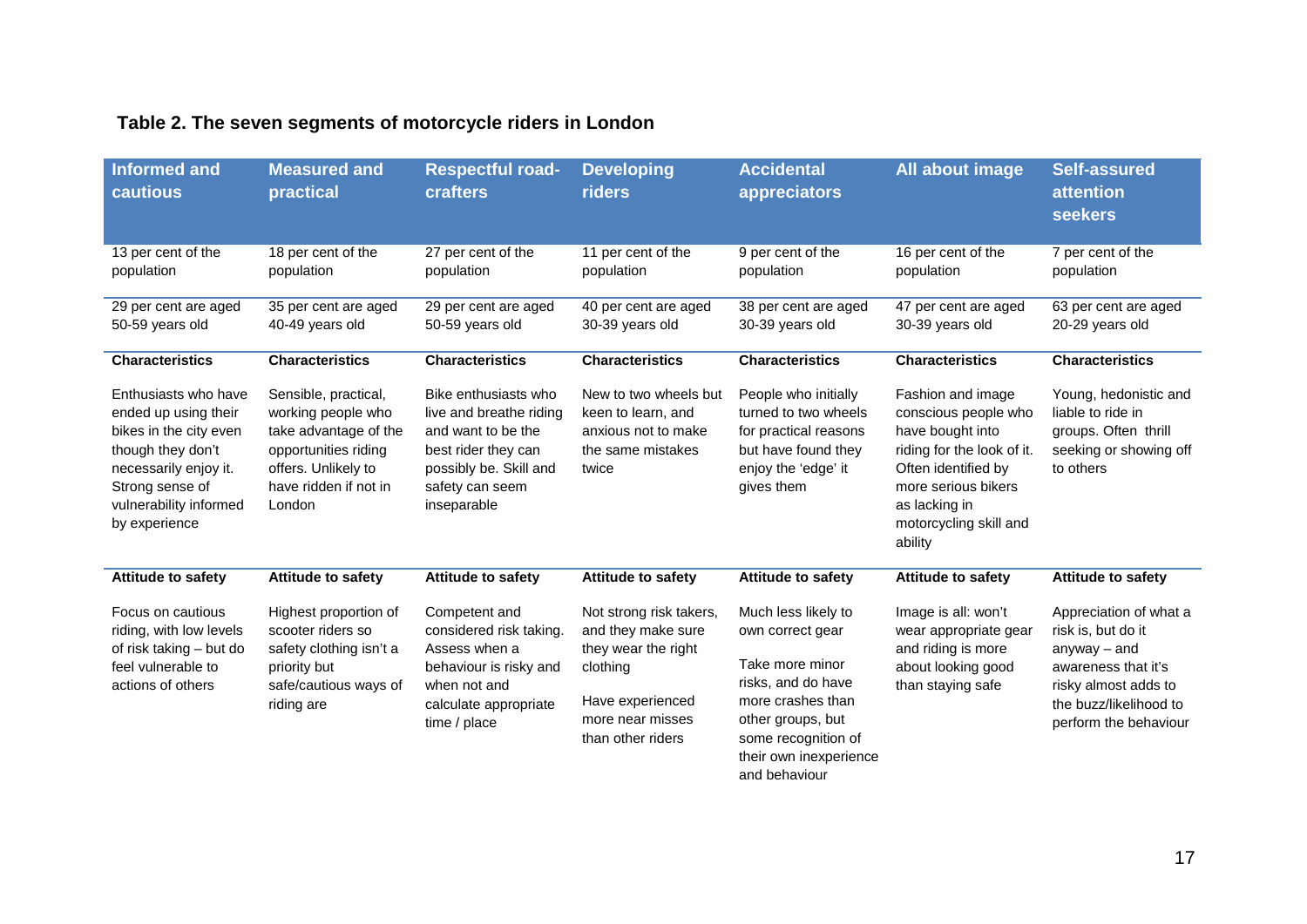**Table 2. The seven segments of motorcycle riders in London**

| Informed and cautious | Measured and practical | Respectful road-crafters | Developing riders | Accidental appreciators | All about image | Self-assured attention seekers |
|---|---|---|---|---|---|---|
| 13 per cent of the population | 18 per cent of the population | 27 per cent of the population | 11 per cent of the population | 9 per cent of the population | 16 per cent of the population | 7 per cent of the population |
| 29 per cent are aged 50-59 years old | 35 per cent are aged 40-49 years old | 29 per cent are aged 50-59 years old | 40 per cent are aged 30-39 years old | 38 per cent are aged 30-39 years old | 47 per cent are aged 30-39 years old | 63 per cent are aged 20-29 years old |
| **Characteristics** | **Characteristics** | **Characteristics** | **Characteristics** | **Characteristics** | **Characteristics** | **Characteristics** |
| Enthusiasts who have ended up using their bikes in the city even though they don't necessarily enjoy it. Strong sense of vulnerability informed by experience | Sensible, practical, working people who take advantage of the opportunities riding offers. Unlikely to have ridden if not in London | Bike enthusiasts who live and breathe riding and want to be the best rider they can possibly be. Skill and safety can seem inseparable | New to two wheels but keen to learn, and anxious not to make the same mistakes twice | People who initially turned to two wheels for practical reasons but have found they enjoy the 'edge' it gives them | Fashion and image conscious people who have bought into riding for the look of it. Often identified by more serious bikers as lacking in motorcycling skill and ability | Young, hedonistic and liable to ride in groups. Often thrill seeking or showing off to others |
| **Attitude to safety** | **Attitude to safety** | **Attitude to safety** | **Attitude to safety** | **Attitude to safety** | **Attitude to safety** | **Attitude to safety** |
| Focus on cautious riding, with low levels of risk taking – but do feel vulnerable to actions of others | Highest proportion of scooter riders so safety clothing isn't a priority but safe/cautious ways of riding are | Competent and considered risk taking. Assess when a behaviour is risky and when not and calculate appropriate time / place | Not strong risk takers, and they make sure they wear the right clothing<br><br>Have experienced more near misses than other riders | Much less likely to own correct gear<br><br>Take more minor risks, and do have more crashes than other groups, but some recognition of their own inexperience and behaviour | Image is all: won't wear appropriate gear and riding is more about looking good than staying safe | Appreciation of what a risk is, but do it anyway – and awareness that it's risky almost adds to the buzz/likelihood to perform the behaviour |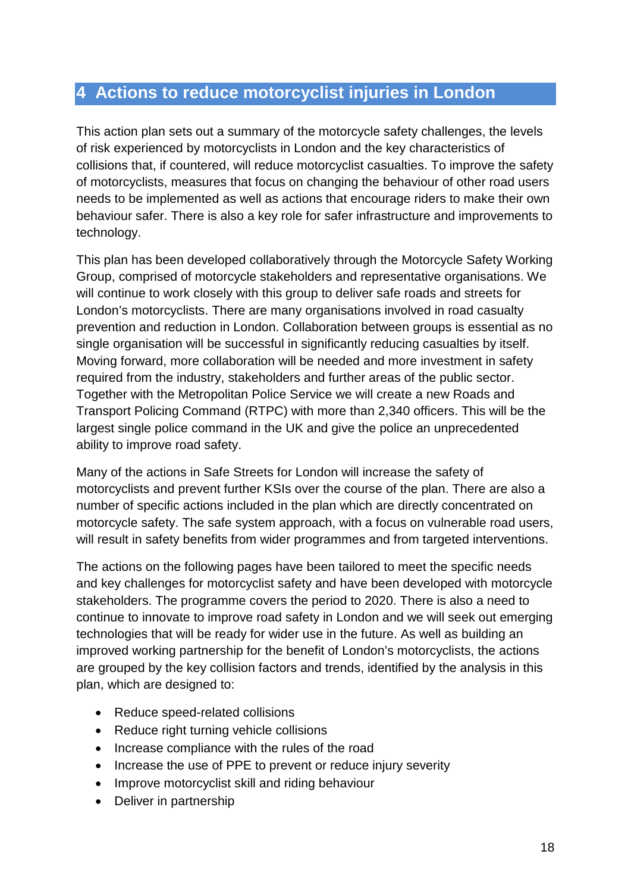# 4 Actions to reduce motorcyclist injuries in London

This action plan sets out a summary of the motorcycle safety challenges, the levels of risk experienced by motorcyclists in London and the key characteristics of collisions that, if countered, will reduce motorcyclist casualties. To improve the safety of motorcyclists, measures that focus on changing the behaviour of other road users needs to be implemented as well as actions that encourage riders to make their own behaviour safer. There is also a key role for safer infrastructure and improvements to technology.

This plan has been developed collaboratively through the Motorcycle Safety Working Group, comprised of motorcycle stakeholders and representative organisations. We will continue to work closely with this group to deliver safe roads and streets for London's motorcyclists. There are many organisations involved in road casualty prevention and reduction in London. Collaboration between groups is essential as no single organisation will be successful in significantly reducing casualties by itself. Moving forward, more collaboration will be needed and more investment in safety required from the industry, stakeholders and further areas of the public sector. Together with the Metropolitan Police Service we will create a new Roads and Transport Policing Command (RTPC) with more than 2,340 officers. This will be the largest single police command in the UK and give the police an unprecedented ability to improve road safety.

Many of the actions in Safe Streets for London will increase the safety of motorcyclists and prevent further KSIs over the course of the plan. There are also a number of specific actions included in the plan which are directly concentrated on motorcycle safety. The safe system approach, with a focus on vulnerable road users, will result in safety benefits from wider programmes and from targeted interventions.

The actions on the following pages have been tailored to meet the specific needs and key challenges for motorcyclist safety and have been developed with motorcycle stakeholders. The programme covers the period to 2020. There is also a need to continue to innovate to improve road safety in London and we will seek out emerging technologies that will be ready for wider use in the future. As well as building an improved working partnership for the benefit of London's motorcyclists, the actions are grouped by the key collision factors and trends, identified by the analysis in this plan, which are designed to:

- Reduce speed-related collisions
- Reduce right turning vehicle collisions
- Increase compliance with the rules of the road
- Increase the use of PPE to prevent or reduce injury severity
- Improve motorcyclist skill and riding behaviour
- Deliver in partnership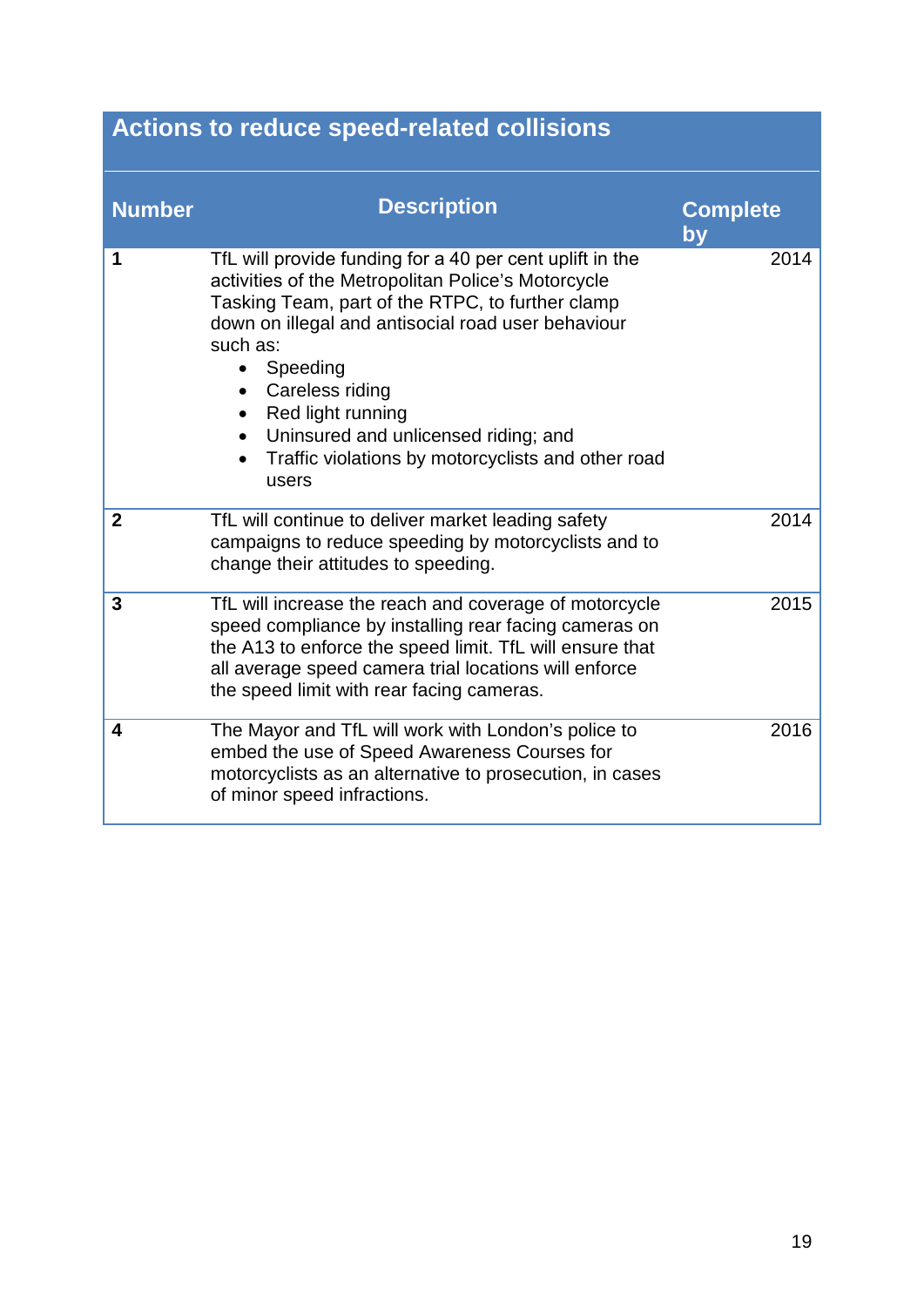## Actions to reduce speed-related collisions

| Number | Description | Complete by |
|---|---|---|
| **1** | TfL will provide funding for a 40 per cent uplift in the activities of the Metropolitan Police's Motorcycle Tasking Team, part of the RTPC, to further clamp down on illegal and antisocial road user behaviour such as: <br>• Speeding <br>• Careless riding <br>• Red light running <br>• Uninsured and unlicensed riding; and <br>• Traffic violations by motorcyclists and other road users | 2014 |
| **2** | TfL will continue to deliver market leading safety campaigns to reduce speeding by motorcyclists and to change their attitudes to speeding. | 2014 |
| **3** | TfL will increase the reach and coverage of motorcycle speed compliance by installing rear facing cameras on the A13 to enforce the speed limit. TfL will ensure that all average speed camera trial locations will enforce the speed limit with rear facing cameras. | 2015 |
| **4** | The Mayor and TfL will work with London's police to embed the use of Speed Awareness Courses for motorcyclists as an alternative to prosecution, in cases of minor speed infractions. | 2016 |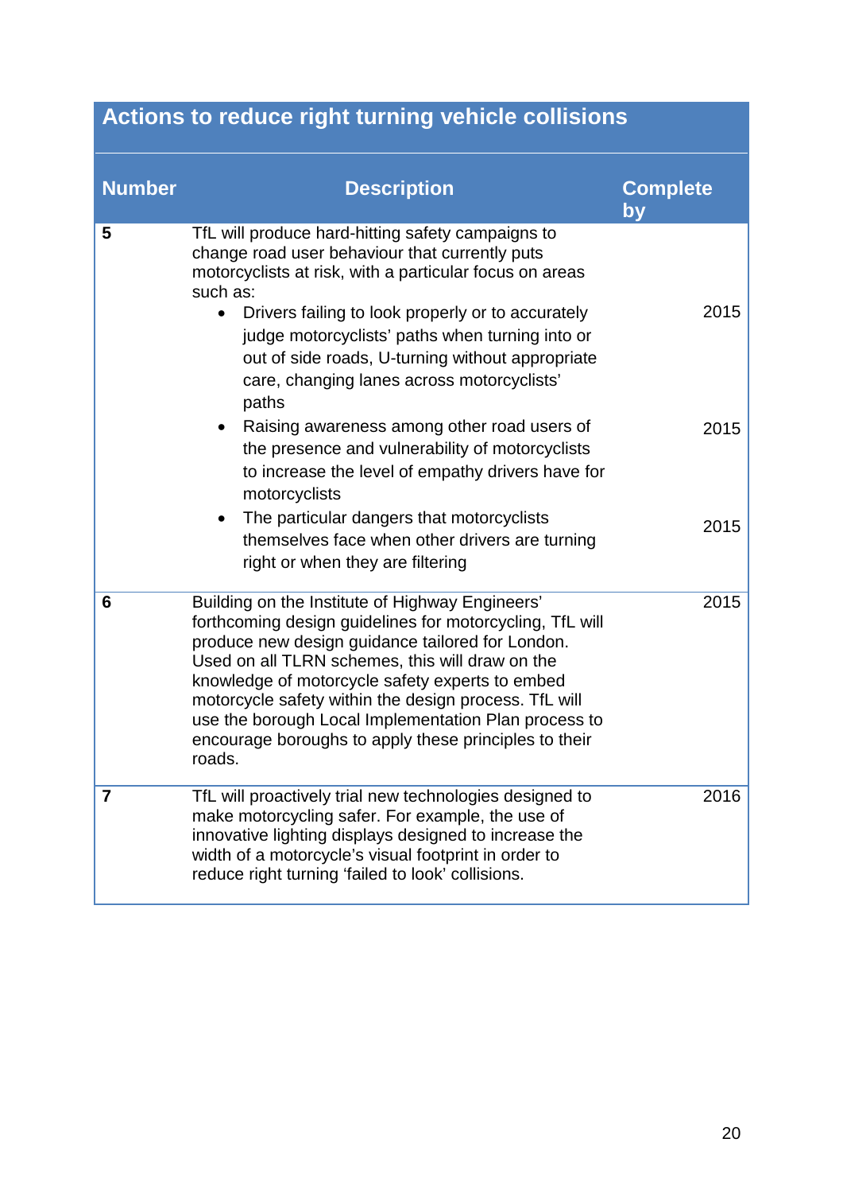## Actions to reduce right turning vehicle collisions

| Number | Description | Complete by |
|---|---|---|
| 5 | TfL will produce hard-hitting safety campaigns to change road user behaviour that currently puts motorcyclists at risk, with a particular focus on areas such as: | |
| | • Drivers failing to look properly or to accurately judge motorcyclists' paths when turning into or out of side roads, U-turning without appropriate care, changing lanes across motorcyclists' paths | 2015 |
| | • Raising awareness among other road users of the presence and vulnerability of motorcyclists to increase the level of empathy drivers have for motorcyclists | 2015 |
| | • The particular dangers that motorcyclists themselves face when other drivers are turning right or when they are filtering | 2015 |
| 6 | Building on the Institute of Highway Engineers' forthcoming design guidelines for motorcycling, TfL will produce new design guidance tailored for London. Used on all TLRN schemes, this will draw on the knowledge of motorcycle safety experts to embed motorcycle safety within the design process. TfL will use the borough Local Implementation Plan process to encourage boroughs to apply these principles to their roads. | 2015 |
| 7 | TfL will proactively trial new technologies designed to make motorcycling safer. For example, the use of innovative lighting displays designed to increase the width of a motorcycle's visual footprint in order to reduce right turning 'failed to look' collisions. | 2016 |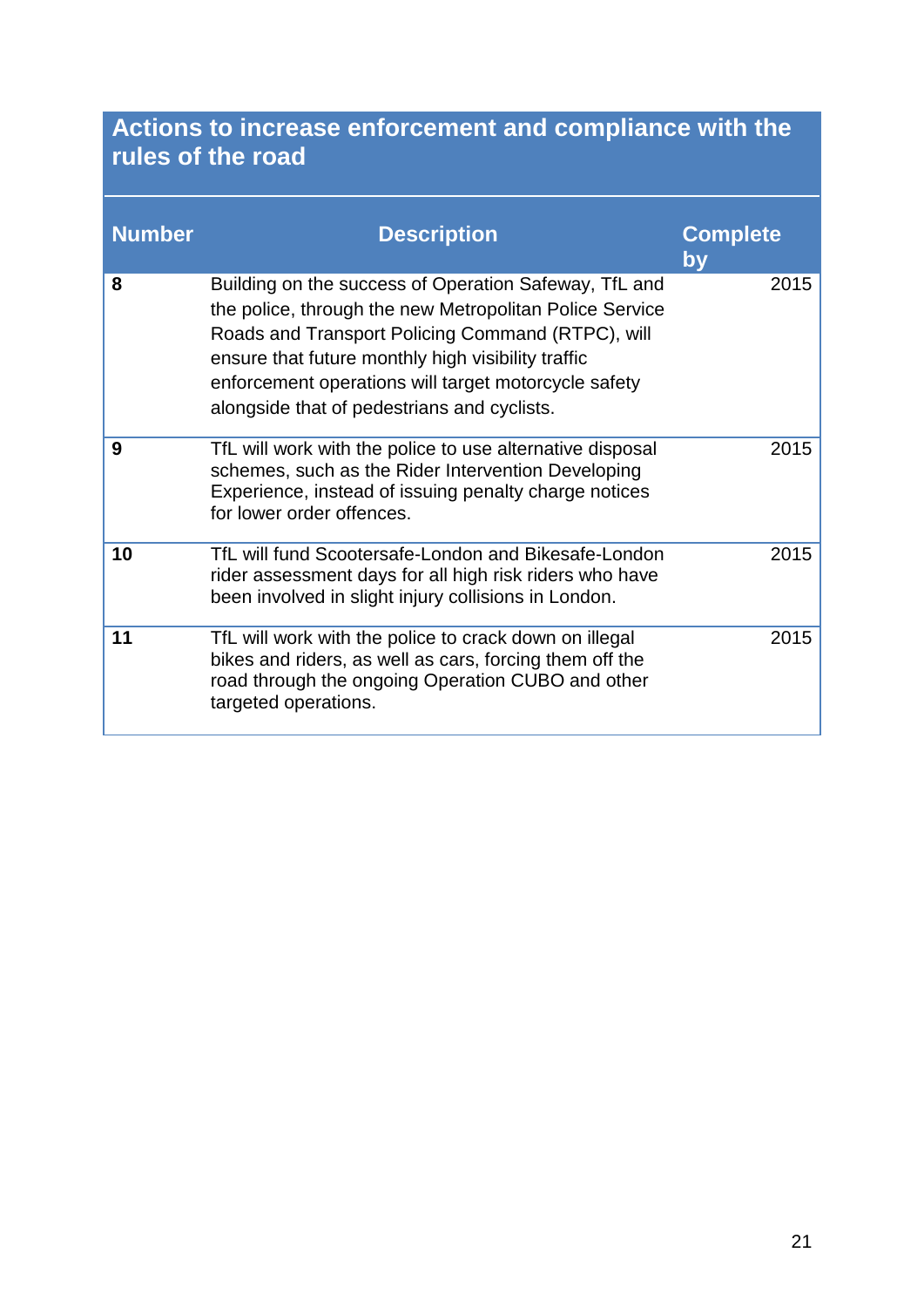## Actions to increase enforcement and compliance with the rules of the road

| Number | Description | Complete by |
|---|---|---|
| **8** | Building on the success of Operation Safeway, TfL and the police, through the new Metropolitan Police Service Roads and Transport Policing Command (RTPC), will ensure that future monthly high visibility traffic enforcement operations will target motorcycle safety alongside that of pedestrians and cyclists. | 2015 |
| **9** | TfL will work with the police to use alternative disposal schemes, such as the Rider Intervention Developing Experience, instead of issuing penalty charge notices for lower order offences. | 2015 |
| **10** | TfL will fund Scootersafe-London and Bikesafe-London rider assessment days for all high risk riders who have been involved in slight injury collisions in London. | 2015 |
| **11** | TfL will work with the police to crack down on illegal bikes and riders, as well as cars, forcing them off the road through the ongoing Operation CUBO and other targeted operations. | 2015 |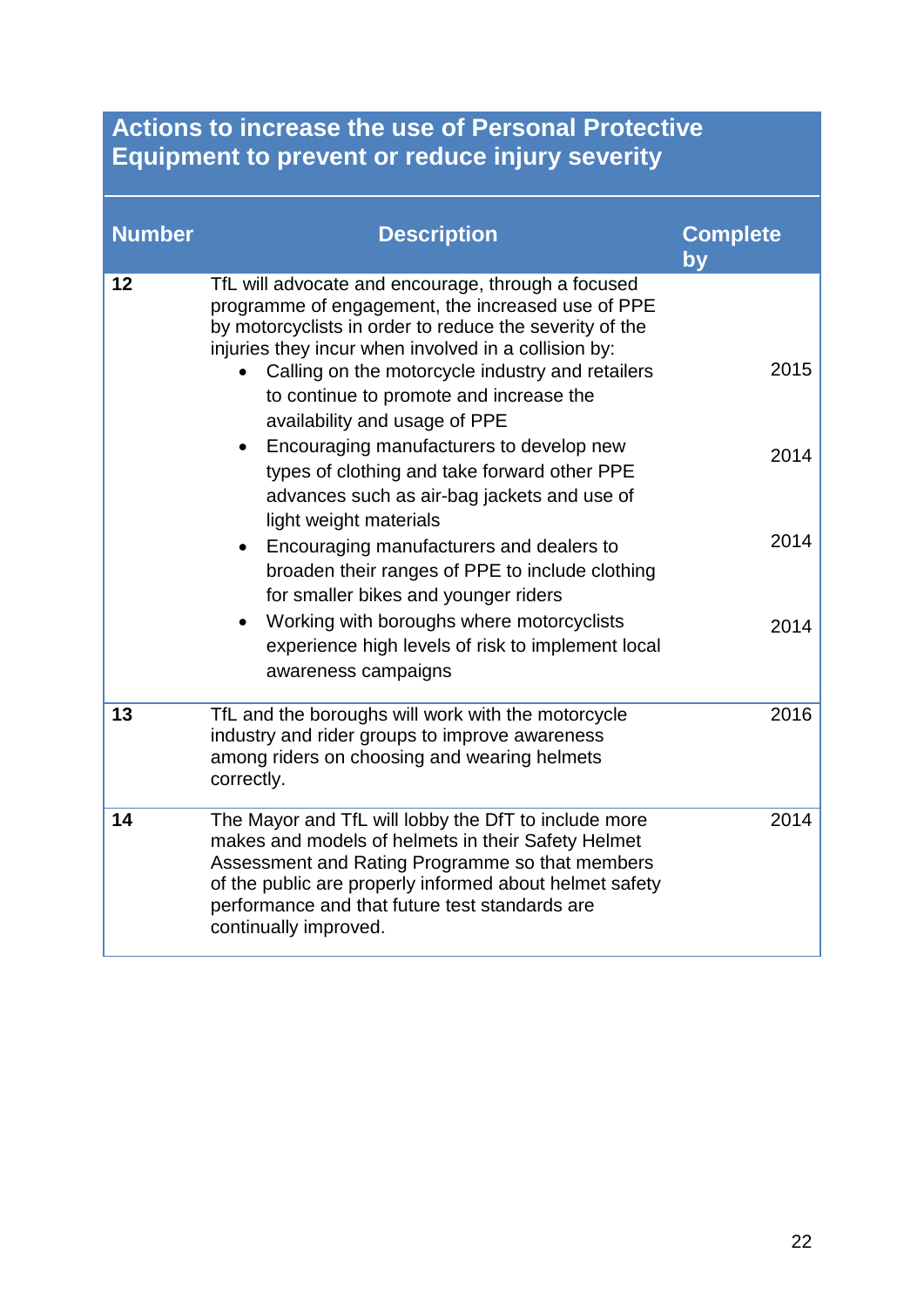## Actions to increase the use of Personal Protective Equipment to prevent or reduce injury severity

| Number | Description | Complete by |
|---|---|---|
| **12** | TfL will advocate and encourage, through a focused programme of engagement, the increased use of PPE by motorcyclists in order to reduce the severity of the injuries they incur when involved in a collision by: | |
| | • Calling on the motorcycle industry and retailers to continue to promote and increase the availability and usage of PPE | 2015 |
| | • Encouraging manufacturers to develop new types of clothing and take forward other PPE advances such as air-bag jackets and use of light weight materials | 2014 |
| | • Encouraging manufacturers and dealers to broaden their ranges of PPE to include clothing for smaller bikes and younger riders | 2014 |
| | • Working with boroughs where motorcyclists experience high levels of risk to implement local awareness campaigns | 2014 |
| **13** | TfL and the boroughs will work with the motorcycle industry and rider groups to improve awareness among riders on choosing and wearing helmets correctly. | 2016 |
| **14** | The Mayor and TfL will lobby the DfT to include more makes and models of helmets in their Safety Helmet Assessment and Rating Programme so that members of the public are properly informed about helmet safety performance and that future test standards are continually improved. | 2014 |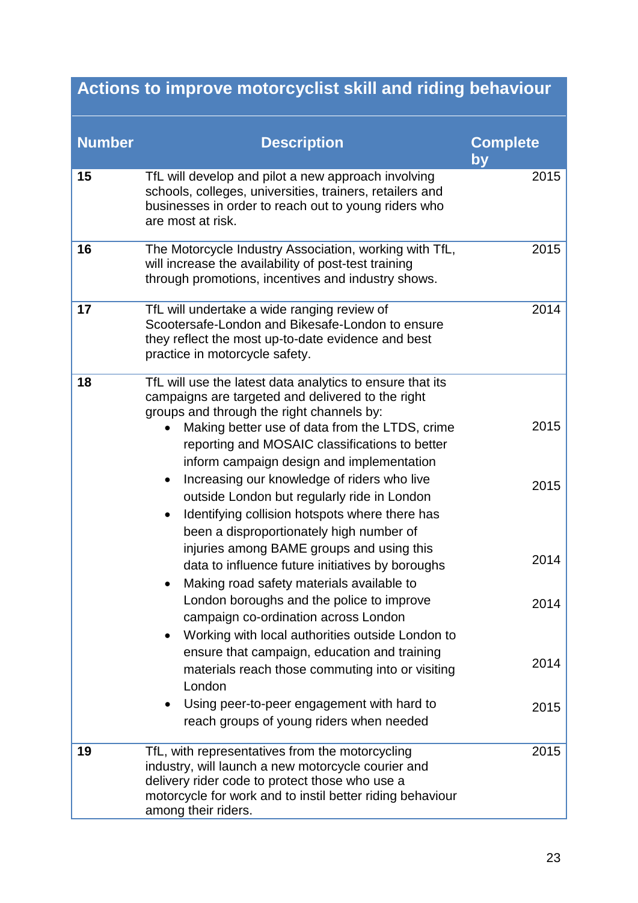## Actions to improve motorcyclist skill and riding behaviour

| Number | Description | Complete by |
|---|---|---|
| 15 | TfL will develop and pilot a new approach involving schools, colleges, universities, trainers, retailers and businesses in order to reach out to young riders who are most at risk. | 2015 |
| 16 | The Motorcycle Industry Association, working with TfL, will increase the availability of post-test training through promotions, incentives and industry shows. | 2015 |
| 17 | TfL will undertake a wide ranging review of Scootersafe-London and Bikesafe-London to ensure they reflect the most up-to-date evidence and best practice in motorcycle safety. | 2014 |
| 18 | TfL will use the latest data analytics to ensure that its campaigns are targeted and delivered to the right groups and through the right channels by: | |
| | • Making better use of data from the LTDS, crime reporting and MOSAIC classifications to better inform campaign design and implementation | 2015 |
| | • Increasing our knowledge of riders who live outside London but regularly ride in London | 2015 |
| | • Identifying collision hotspots where there has been a disproportionately high number of injuries among BAME groups and using this data to influence future initiatives by boroughs | 2014 |
| | • Making road safety materials available to London boroughs and the police to improve campaign co-ordination across London | 2014 |
| | • Working with local authorities outside London to ensure that campaign, education and training materials reach those commuting into or visiting London | 2014 |
| | • Using peer-to-peer engagement with hard to reach groups of young riders when needed | 2015 |
| 19 | TfL, with representatives from the motorcycling industry, will launch a new motorcycle courier and delivery rider code to protect those who use a motorcycle for work and to instil better riding behaviour among their riders. | 2015 |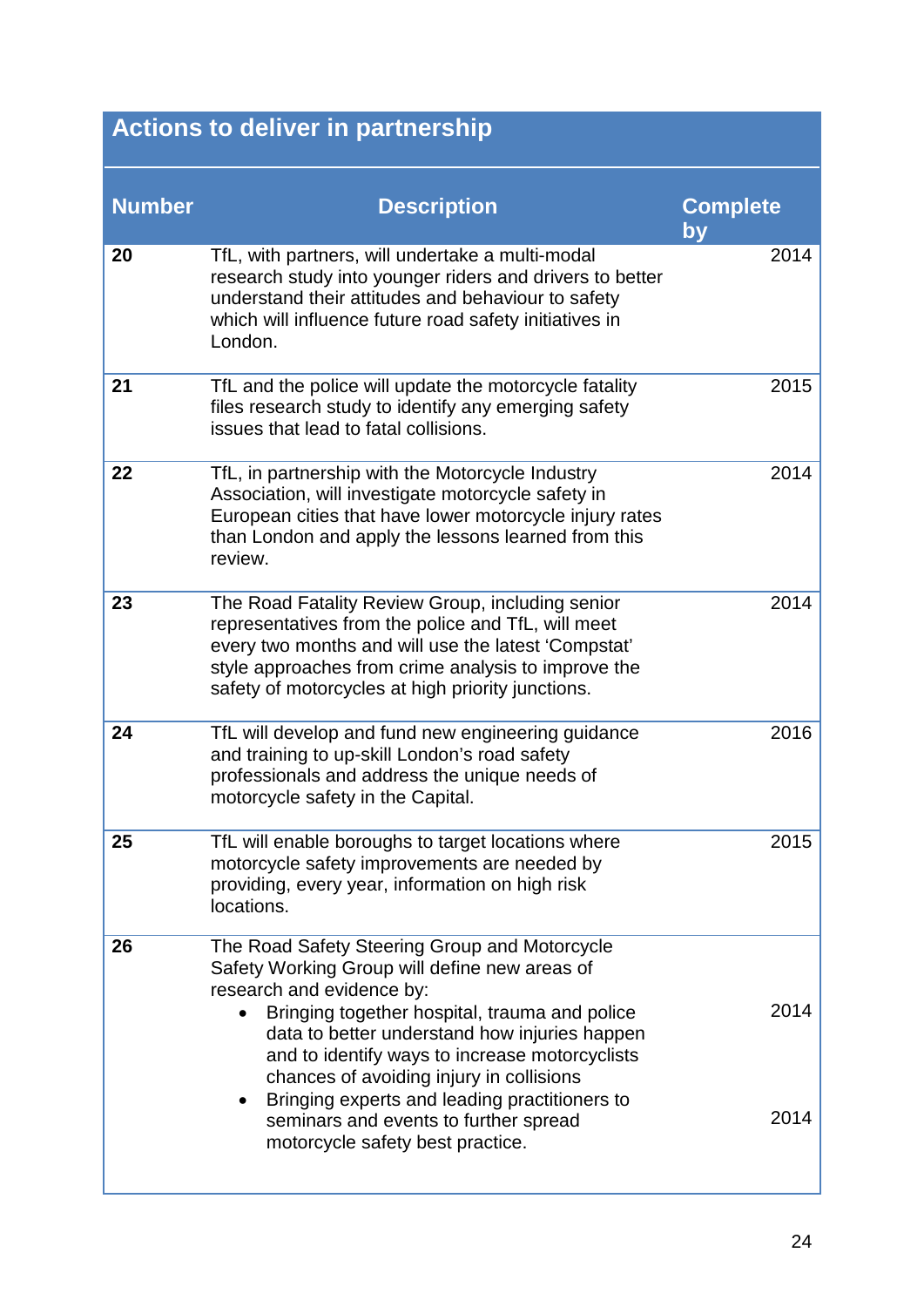## Actions to deliver in partnership

| Number | Description | Complete by |
|---|---|---|
| 20 | TfL, with partners, will undertake a multi-modal research study into younger riders and drivers to better understand their attitudes and behaviour to safety which will influence future road safety initiatives in London. | 2014 |
| 21 | TfL and the police will update the motorcycle fatality files research study to identify any emerging safety issues that lead to fatal collisions. | 2015 |
| 22 | TfL, in partnership with the Motorcycle Industry Association, will investigate motorcycle safety in European cities that have lower motorcycle injury rates than London and apply the lessons learned from this review. | 2014 |
| 23 | The Road Fatality Review Group, including senior representatives from the police and TfL, will meet every two months and will use the latest 'Compstat' style approaches from crime analysis to improve the safety of motorcycles at high priority junctions. | 2014 |
| 24 | TfL will develop and fund new engineering guidance and training to up-skill London's road safety professionals and address the unique needs of motorcycle safety in the Capital. | 2016 |
| 25 | TfL will enable boroughs to target locations where motorcycle safety improvements are needed by providing, every year, information on high risk locations. | 2015 |
| 26 | The Road Safety Steering Group and Motorcycle Safety Working Group will define new areas of research and evidence by: | |
| | • Bringing together hospital, trauma and police data to better understand how injuries happen and to identify ways to increase motorcyclists chances of avoiding injury in collisions | 2014 |
| | • Bringing experts and leading practitioners to seminars and events to further spread motorcycle safety best practice. | 2014 |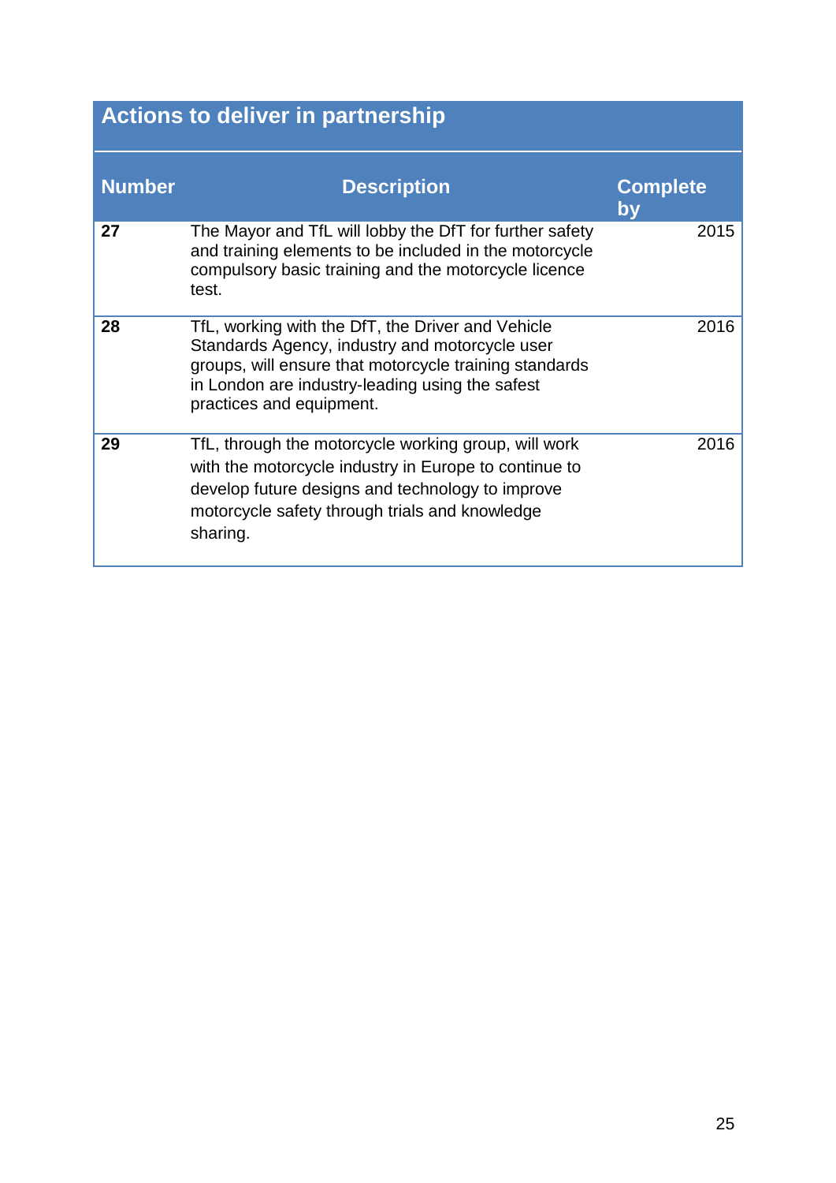## Actions to deliver in partnership

| Number | Description | Complete by |
| --- | --- | --- |
| **27** | The Mayor and TfL will lobby the DfT for further safety and training elements to be included in the motorcycle compulsory basic training and the motorcycle licence test. | 2015 |
| **28** | TfL, working with the DfT, the Driver and Vehicle Standards Agency, industry and motorcycle user groups, will ensure that motorcycle training standards in London are industry-leading using the safest practices and equipment. | 2016 |
| **29** | TfL, through the motorcycle working group, will work with the motorcycle industry in Europe to continue to develop future designs and technology to improve motorcycle safety through trials and knowledge sharing. | 2016 |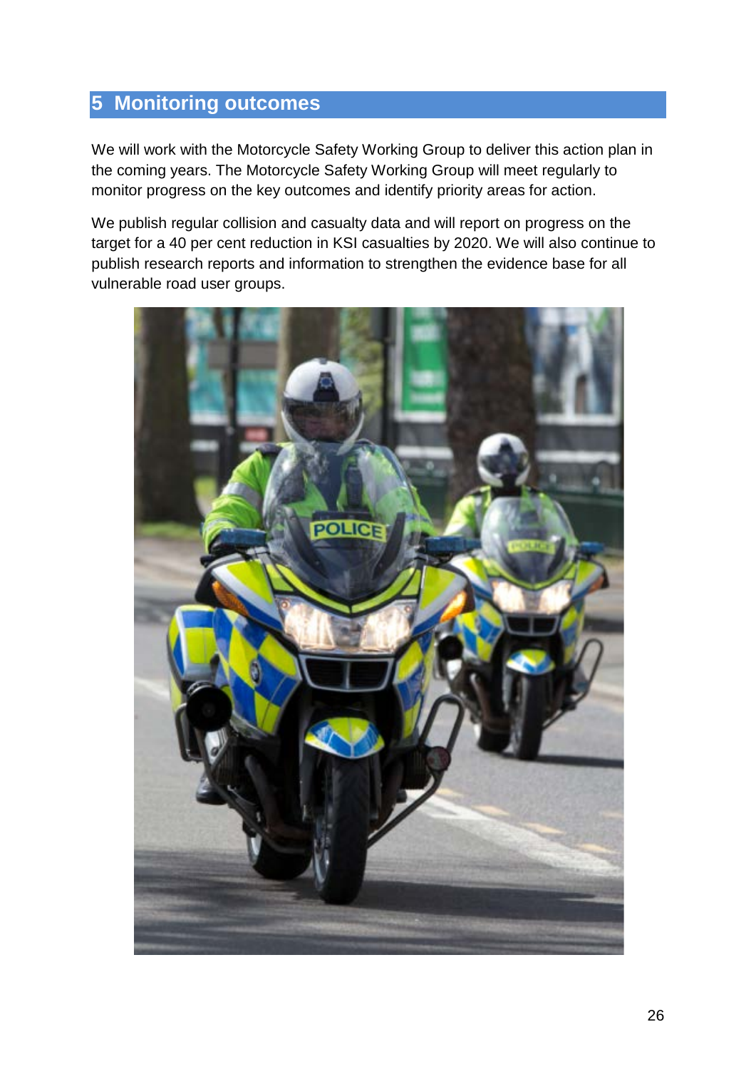## 5 Monitoring outcomes

We will work with the Motorcycle Safety Working Group to deliver this action plan in the coming years. The Motorcycle Safety Working Group will meet regularly to monitor progress on the key outcomes and identify priority areas for action.

We publish regular collision and casualty data and will report on progress on the target for a 40 per cent reduction in KSI casualties by 2020. We will also continue to publish research reports and information to strengthen the evidence base for all vulnerable road user groups.